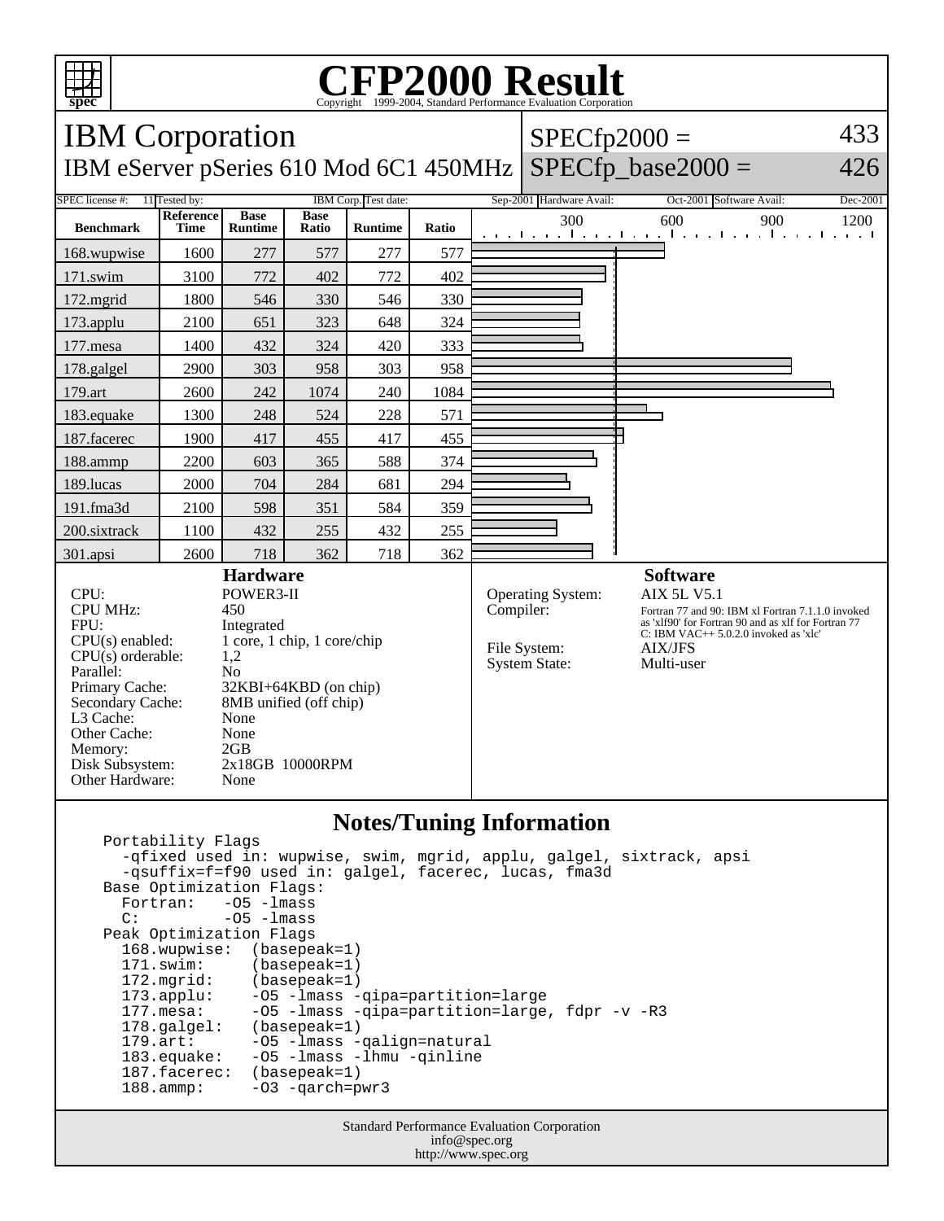# CFP2000 Result

Copyright 1999-2004, Standard Performance Evaluation Corporation

## IBM Corporation

IBM eServer pSeries 610 Mod 6C1 450MHz

SPECfp2000 = 433

SPECfp_base2000 = 426

| SPEC license #: | 11 | Tested by: | IBM Corp. | Test date: | Sep-2001 | Hardware Avail: | Oct-2001 | Software Avail: | Dec-2001 |
|---|---|---|---|---|---|---|---|---|---|

| Benchmark | Reference Time | Base Runtime | Base Ratio | Runtime | Ratio |
|---|---|---|---|---|---|
| 168.wupwise | 1600 | 277 | 577 | 277 | 577 |
| 171.swim | 3100 | 772 | 402 | 772 | 402 |
| 172.mgrid | 1800 | 546 | 330 | 546 | 330 |
| 173.applu | 2100 | 651 | 323 | 648 | 324 |
| 177.mesa | 1400 | 432 | 324 | 420 | 333 |
| 178.galgel | 2900 | 303 | 958 | 303 | 958 |
| 179.art | 2600 | 242 | 1074 | 240 | 1084 |
| 183.equake | 1300 | 248 | 524 | 228 | 571 |
| 187.facerec | 1900 | 417 | 455 | 417 | 455 |
| 188.ammp | 2200 | 603 | 365 | 588 | 374 |
| 189.lucas | 2000 | 704 | 284 | 681 | 294 |
| 191.fma3d | 2100 | 598 | 351 | 584 | 359 |
| 200.sixtrack | 1100 | 432 | 255 | 432 | 255 |
| 301.apsi | 2600 | 718 | 362 | 718 | 362 |

### Hardware

| | |
|---|---|
| CPU: | POWER3-II |
| CPU MHz: | 450 |
| FPU: | Integrated |
| CPU(s) enabled: | 1 core, 1 chip, 1 core/chip |
| CPU(s) orderable: | 1,2 |
| Parallel: | No |
| Primary Cache: | 32KBI+64KBD (on chip) |
| Secondary Cache: | 8MB unified (off chip) |
| L3 Cache: | None |
| Other Cache: | None |
| Memory: | 2GB |
| Disk Subsystem: | 2x18GB 10000RPM |
| Other Hardware: | None |

### Software

| | |
|---|---|
| Operating System: | AIX 5L V5.1 |
| Compiler: | Fortran 77 and 90: IBM xl Fortran 7.1.1.0 invoked as 'xlf90' for Fortran 90 and as xlf for Fortran 77 C: IBM VAC++ 5.0.2.0 invoked as 'xlc' |
| File System: | AIX/JFS |
| System State: | Multi-user |

### Notes/Tuning Information

```
Portability Flags
  -qfixed used in: wupwise, swim, mgrid, applu, galgel, sixtrack, apsi
  -qsuffix=f=f90 used in: galgel, facerec, lucas, fma3d
Base Optimization Flags:
  Fortran:   -O5 -lmass
  C:         -O5 -lmass
Peak Optimization Flags
  168.wupwise:  (basepeak=1)
  171.swim:     (basepeak=1)
  172.mgrid:    (basepeak=1)
  173.applu:    -O5 -lmass -qipa=partition=large
  177.mesa:     -O5 -lmass -qipa=partition=large, fdpr -v -R3
  178.galgel:   (basepeak=1)
  179.art:      -O5 -lmass -qalign=natural
  183.equake:   -O5 -lmass -lhmu -qinline
  187.facerec:  (basepeak=1)
  188.ammp:     -O3 -qarch=pwr3
```

Standard Performance Evaluation Corporation
info@spec.org
http://www.spec.org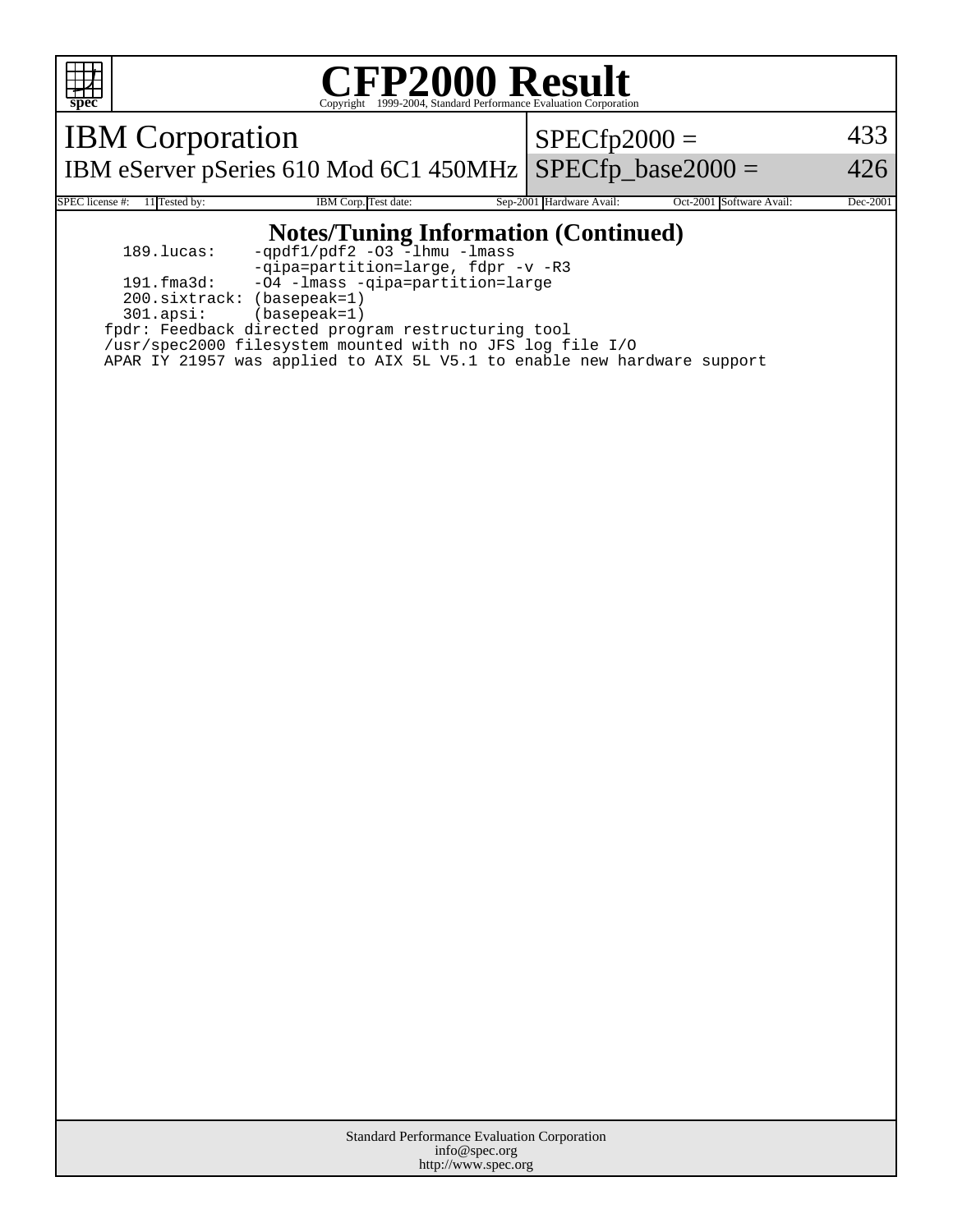# CFP2000 Result

Copyright 1999-2004, Standard Performance Evaluation Corporation

## IBM Corporation

IBM eServer pSeries 610 Mod 6C1 450MHz

SPECfp2000 = 433

SPECfp_base2000 = 426

| SPEC license #: | 11 | Tested by: | IBM Corp. | Test date: | Sep-2001 | Hardware Avail: | Oct-2001 | Software Avail: | Dec-2001 |
|---|---|---|---|---|---|---|---|---|---|

### Notes/Tuning Information (Continued)

```
  189.lucas:    -qpdf1/pdf2 -O3 -lhmu -lmass
                -qipa=partition=large, fdpr -v -R3
  191.fma3d:    -O4 -lmass -qipa=partition=large
  200.sixtrack: (basepeak=1)
  301.apsi:     (basepeak=1)
fpdr: Feedback directed program restructuring tool
/usr/spec2000 filesystem mounted with no JFS log file I/O
APAR IY 21957 was applied to AIX 5L V5.1 to enable new hardware support
```

Standard Performance Evaluation Corporation
info@spec.org
http://www.spec.org